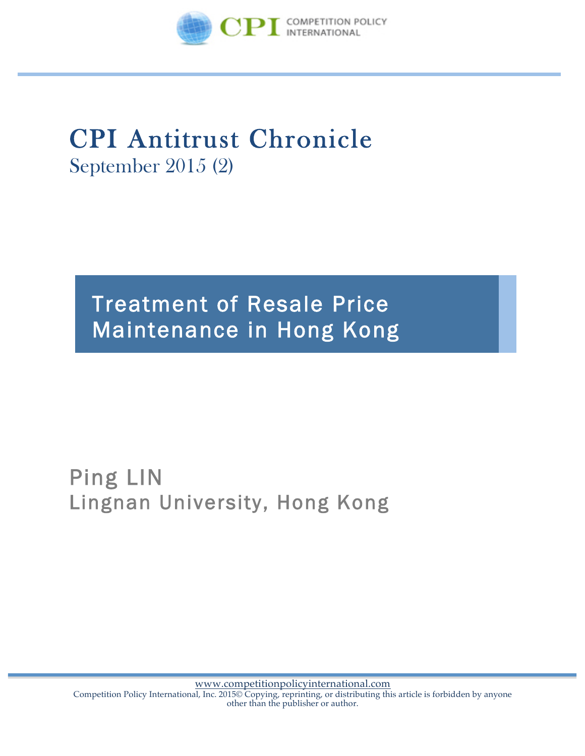COMPETITION POLICY INTERNATIONAL

# CPI Antitrust Chronicle

September 2015 (2)

## Treatment of Resale Price Maintenance in Hong Kong

Ping LIN

Lingnan University, Hong Kong

www.competitionpolicyinternational.com

Competition Policy International, Inc. 2015© Copying, reprinting, or distributing this article is forbidden by anyone other than the publisher or author.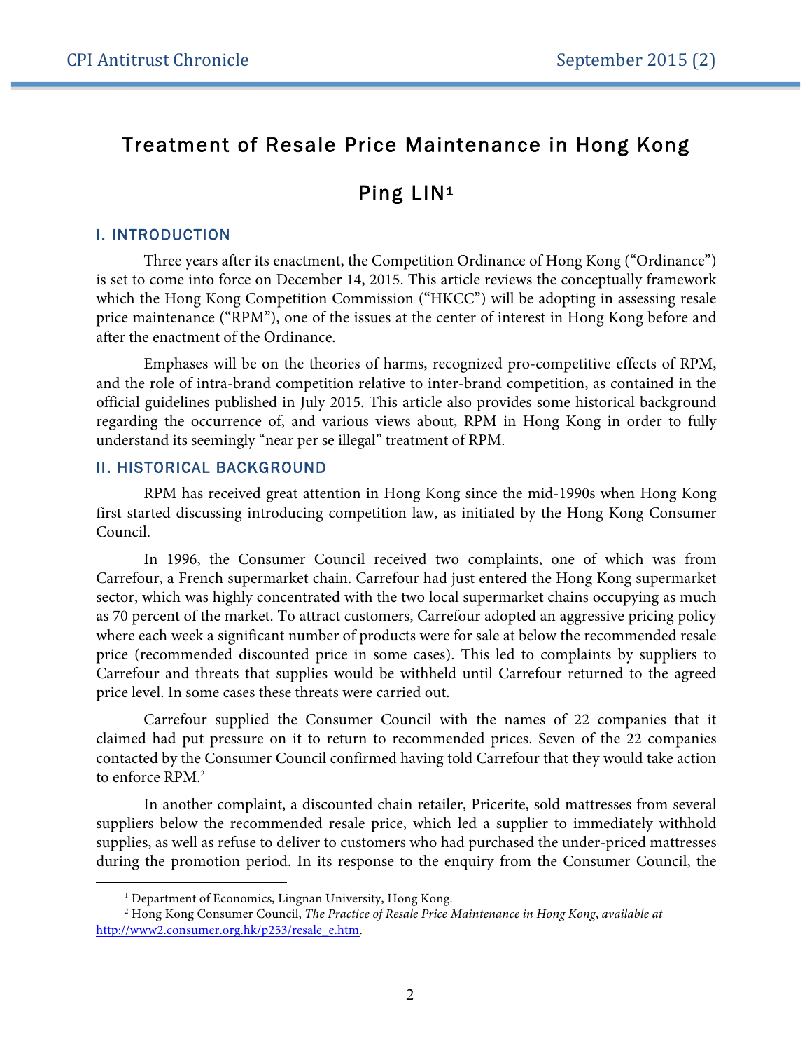# Treatment of Resale Price Maintenance in Hong Kong

## Ping LIN[1]

### I. INTRODUCTION

Three years after its enactment, the Competition Ordinance of Hong Kong ("Ordinance") is set to come into force on December 14, 2015. This article reviews the conceptually framework which the Hong Kong Competition Commission ("HKCC") will be adopting in assessing resale price maintenance ("RPM"), one of the issues at the center of interest in Hong Kong before and after the enactment of the Ordinance.

Emphases will be on the theories of harms, recognized pro-competitive effects of RPM, and the role of intra-brand competition relative to inter-brand competition, as contained in the official guidelines published in July 2015. This article also provides some historical background regarding the occurrence of, and various views about, RPM in Hong Kong in order to fully understand its seemingly "near per se illegal" treatment of RPM.

### II. HISTORICAL BACKGROUND

RPM has received great attention in Hong Kong since the mid-1990s when Hong Kong first started discussing introducing competition law, as initiated by the Hong Kong Consumer Council.

In 1996, the Consumer Council received two complaints, one of which was from Carrefour, a French supermarket chain. Carrefour had just entered the Hong Kong supermarket sector, which was highly concentrated with the two local supermarket chains occupying as much as 70 percent of the market. To attract customers, Carrefour adopted an aggressive pricing policy where each week a significant number of products were for sale at below the recommended resale price (recommended discounted price in some cases). This led to complaints by suppliers to Carrefour and threats that supplies would be withheld until Carrefour returned to the agreed price level. In some cases these threats were carried out.

Carrefour supplied the Consumer Council with the names of 22 companies that it claimed had put pressure on it to return to recommended prices. Seven of the 22 companies contacted by the Consumer Council confirmed having told Carrefour that they would take action to enforce RPM.[2]

In another complaint, a discounted chain retailer, Pricerite, sold mattresses from several suppliers below the recommended resale price, which led a supplier to immediately withhold supplies, as well as refuse to deliver to customers who had purchased the under-priced mattresses during the promotion period. In its response to the enquiry from the Consumer Council, the

---

[1] Department of Economics, Lingnan University, Hong Kong.

[2] Hong Kong Consumer Council, *The Practice of Resale Price Maintenance in Hong Kong*, *available at* http://www2.consumer.org.hk/p253/resale_e.htm.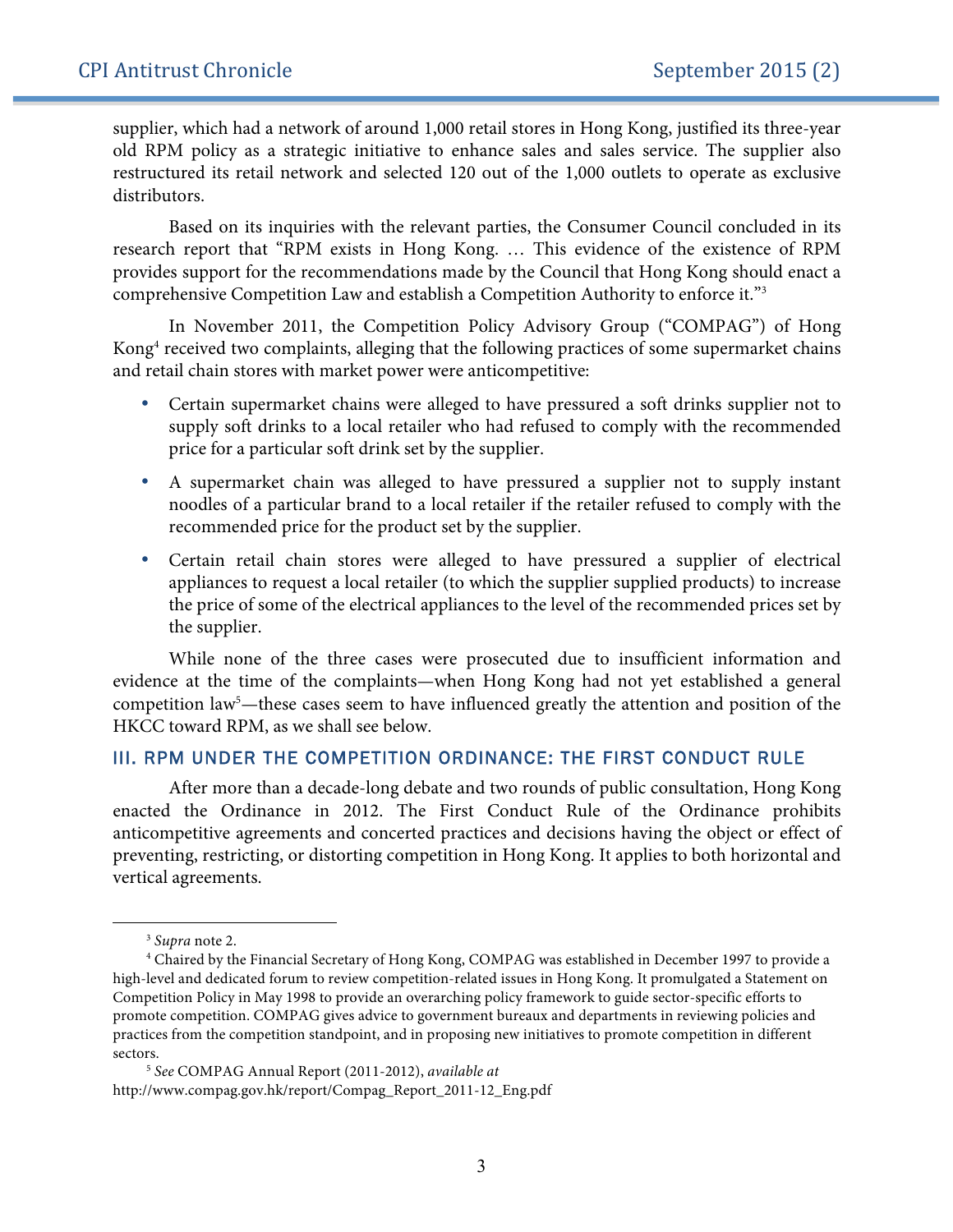supplier, which had a network of around 1,000 retail stores in Hong Kong, justified its three-year old RPM policy as a strategic initiative to enhance sales and sales service. The supplier also restructured its retail network and selected 120 out of the 1,000 outlets to operate as exclusive distributors.

Based on its inquiries with the relevant parties, the Consumer Council concluded in its research report that "RPM exists in Hong Kong. … This evidence of the existence of RPM provides support for the recommendations made by the Council that Hong Kong should enact a comprehensive Competition Law and establish a Competition Authority to enforce it."[3]

In November 2011, the Competition Policy Advisory Group ("COMPAG") of Hong Kong[4] received two complaints, alleging that the following practices of some supermarket chains and retail chain stores with market power were anticompetitive:

- Certain supermarket chains were alleged to have pressured a soft drinks supplier not to supply soft drinks to a local retailer who had refused to comply with the recommended price for a particular soft drink set by the supplier.
- A supermarket chain was alleged to have pressured a supplier not to supply instant noodles of a particular brand to a local retailer if the retailer refused to comply with the recommended price for the product set by the supplier.
- Certain retail chain stores were alleged to have pressured a supplier of electrical appliances to request a local retailer (to which the supplier supplied products) to increase the price of some of the electrical appliances to the level of the recommended prices set by the supplier.

While none of the three cases were prosecuted due to insufficient information and evidence at the time of the complaints—when Hong Kong had not yet established a general competition law[5]—these cases seem to have influenced greatly the attention and position of the HKCC toward RPM, as we shall see below.

## III. RPM UNDER THE COMPETITION ORDINANCE: THE FIRST CONDUCT RULE

After more than a decade-long debate and two rounds of public consultation, Hong Kong enacted the Ordinance in 2012. The First Conduct Rule of the Ordinance prohibits anticompetitive agreements and concerted practices and decisions having the object or effect of preventing, restricting, or distorting competition in Hong Kong. It applies to both horizontal and vertical agreements.

---

[3] *Supra* note 2.

[4] Chaired by the Financial Secretary of Hong Kong, COMPAG was established in December 1997 to provide a high-level and dedicated forum to review competition-related issues in Hong Kong. It promulgated a Statement on Competition Policy in May 1998 to provide an overarching policy framework to guide sector-specific efforts to promote competition. COMPAG gives advice to government bureaux and departments in reviewing policies and practices from the competition standpoint, and in proposing new initiatives to promote competition in different sectors.

[5] *See* COMPAG Annual Report (2011-2012), *available at* http://www.compag.gov.hk/report/Compag_Report_2011-12_Eng.pdf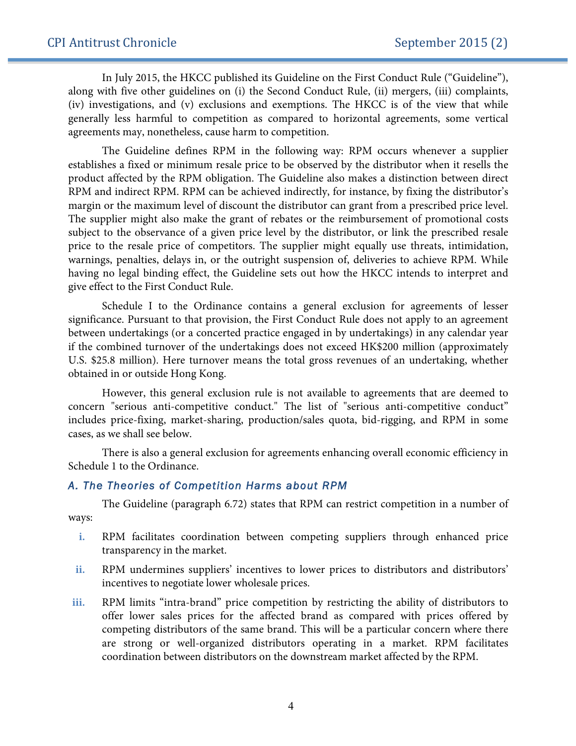In July 2015, the HKCC published its Guideline on the First Conduct Rule ("Guideline"), along with five other guidelines on (i) the Second Conduct Rule, (ii) mergers, (iii) complaints, (iv) investigations, and (v) exclusions and exemptions. The HKCC is of the view that while generally less harmful to competition as compared to horizontal agreements, some vertical agreements may, nonetheless, cause harm to competition.

The Guideline defines RPM in the following way: RPM occurs whenever a supplier establishes a fixed or minimum resale price to be observed by the distributor when it resells the product affected by the RPM obligation. The Guideline also makes a distinction between direct RPM and indirect RPM. RPM can be achieved indirectly, for instance, by fixing the distributor's margin or the maximum level of discount the distributor can grant from a prescribed price level. The supplier might also make the grant of rebates or the reimbursement of promotional costs subject to the observance of a given price level by the distributor, or link the prescribed resale price to the resale price of competitors. The supplier might equally use threats, intimidation, warnings, penalties, delays in, or the outright suspension of, deliveries to achieve RPM. While having no legal binding effect, the Guideline sets out how the HKCC intends to interpret and give effect to the First Conduct Rule.

Schedule I to the Ordinance contains a general exclusion for agreements of lesser significance. Pursuant to that provision, the First Conduct Rule does not apply to an agreement between undertakings (or a concerted practice engaged in by undertakings) in any calendar year if the combined turnover of the undertakings does not exceed HK$200 million (approximately U.S. $25.8 million). Here turnover means the total gross revenues of an undertaking, whether obtained in or outside Hong Kong.

However, this general exclusion rule is not available to agreements that are deemed to concern "serious anti-competitive conduct." The list of "serious anti-competitive conduct" includes price-fixing, market-sharing, production/sales quota, bid-rigging, and RPM in some cases, as we shall see below.

There is also a general exclusion for agreements enhancing overall economic efficiency in Schedule 1 to the Ordinance.

### *A. The Theories of Competition Harms about RPM*

The Guideline (paragraph 6.72) states that RPM can restrict competition in a number of ways:

- **i.** RPM facilitates coordination between competing suppliers through enhanced price transparency in the market.
- **ii.** RPM undermines suppliers' incentives to lower prices to distributors and distributors' incentives to negotiate lower wholesale prices.
- **iii.** RPM limits "intra-brand" price competition by restricting the ability of distributors to offer lower sales prices for the affected brand as compared with prices offered by competing distributors of the same brand. This will be a particular concern where there are strong or well-organized distributors operating in a market. RPM facilitates coordination between distributors on the downstream market affected by the RPM.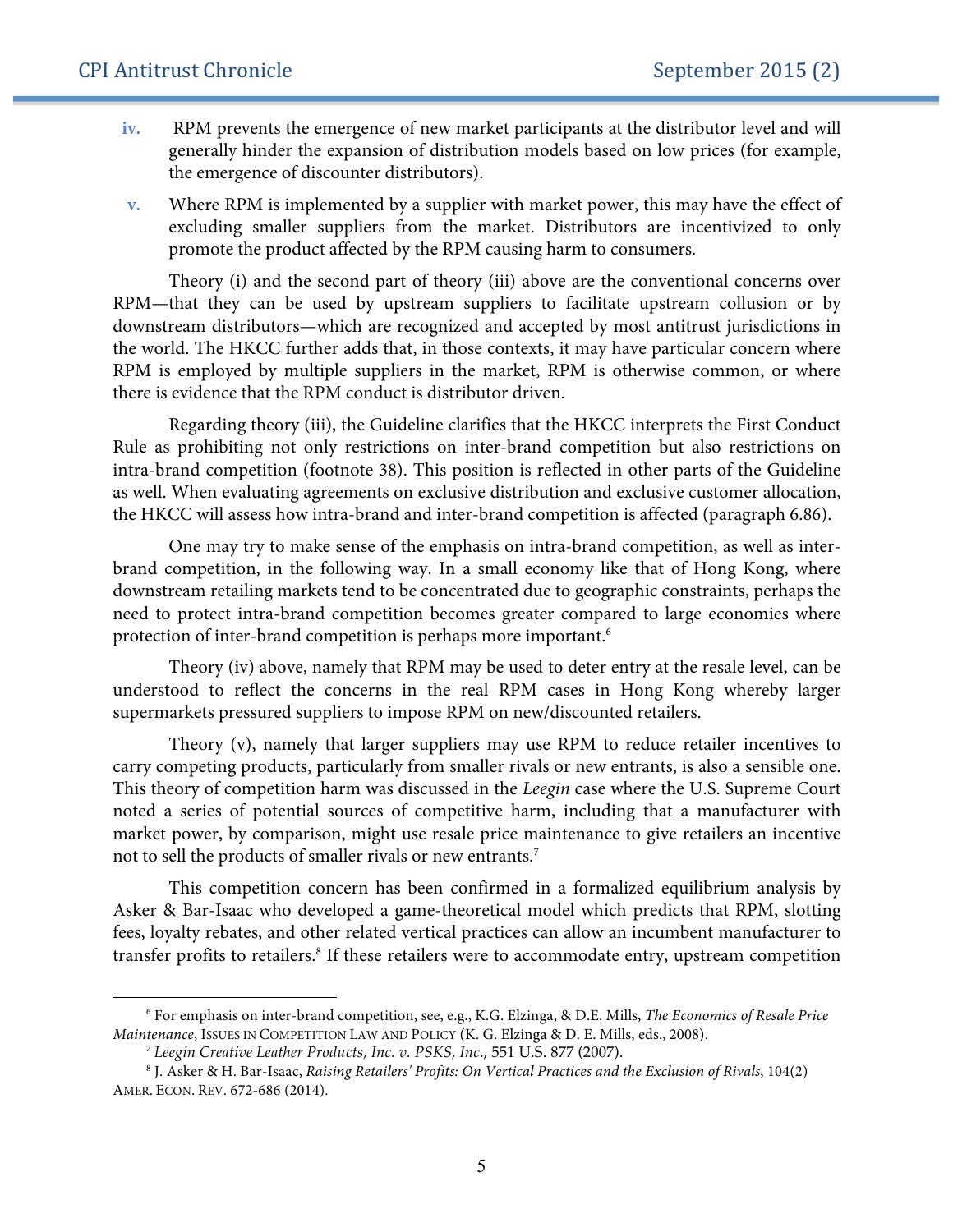iv. RPM prevents the emergence of new market participants at the distributor level and will generally hinder the expansion of distribution models based on low prices (for example, the emergence of discounter distributors).

v. Where RPM is implemented by a supplier with market power, this may have the effect of excluding smaller suppliers from the market. Distributors are incentivized to only promote the product affected by the RPM causing harm to consumers.

Theory (i) and the second part of theory (iii) above are the conventional concerns over RPM—that they can be used by upstream suppliers to facilitate upstream collusion or by downstream distributors—which are recognized and accepted by most antitrust jurisdictions in the world. The HKCC further adds that, in those contexts, it may have particular concern where RPM is employed by multiple suppliers in the market, RPM is otherwise common, or where there is evidence that the RPM conduct is distributor driven.

Regarding theory (iii), the Guideline clarifies that the HKCC interprets the First Conduct Rule as prohibiting not only restrictions on inter-brand competition but also restrictions on intra-brand competition (footnote 38). This position is reflected in other parts of the Guideline as well. When evaluating agreements on exclusive distribution and exclusive customer allocation, the HKCC will assess how intra-brand and inter-brand competition is affected (paragraph 6.86).

One may try to make sense of the emphasis on intra-brand competition, as well as inter-brand competition, in the following way. In a small economy like that of Hong Kong, where downstream retailing markets tend to be concentrated due to geographic constraints, perhaps the need to protect intra-brand competition becomes greater compared to large economies where protection of inter-brand competition is perhaps more important.[6]

Theory (iv) above, namely that RPM may be used to deter entry at the resale level, can be understood to reflect the concerns in the real RPM cases in Hong Kong whereby larger supermarkets pressured suppliers to impose RPM on new/discounted retailers.

Theory (v), namely that larger suppliers may use RPM to reduce retailer incentives to carry competing products, particularly from smaller rivals or new entrants, is also a sensible one. This theory of competition harm was discussed in the *Leegin* case where the U.S. Supreme Court noted a series of potential sources of competitive harm, including that a manufacturer with market power, by comparison, might use resale price maintenance to give retailers an incentive not to sell the products of smaller rivals or new entrants.[7]

This competition concern has been confirmed in a formalized equilibrium analysis by Asker & Bar-Isaac who developed a game-theoretical model which predicts that RPM, slotting fees, loyalty rebates, and other related vertical practices can allow an incumbent manufacturer to transfer profits to retailers.[8] If these retailers were to accommodate entry, upstream competition

[6] For emphasis on inter-brand competition, see, e.g., K.G. Elzinga, & D.E. Mills, *The Economics of Resale Price Maintenance*, ISSUES IN COMPETITION LAW AND POLICY (K. G. Elzinga & D. E. Mills, eds., 2008).

[7] *Leegin Creative Leather Products, Inc. v. PSKS, Inc*., 551 U.S. 877 (2007).

[8] J. Asker & H. Bar-Isaac, *Raising Retailers' Profits: On Vertical Practices and the Exclusion of Rivals*, 104(2) AMER. ECON. REV. 672-686 (2014).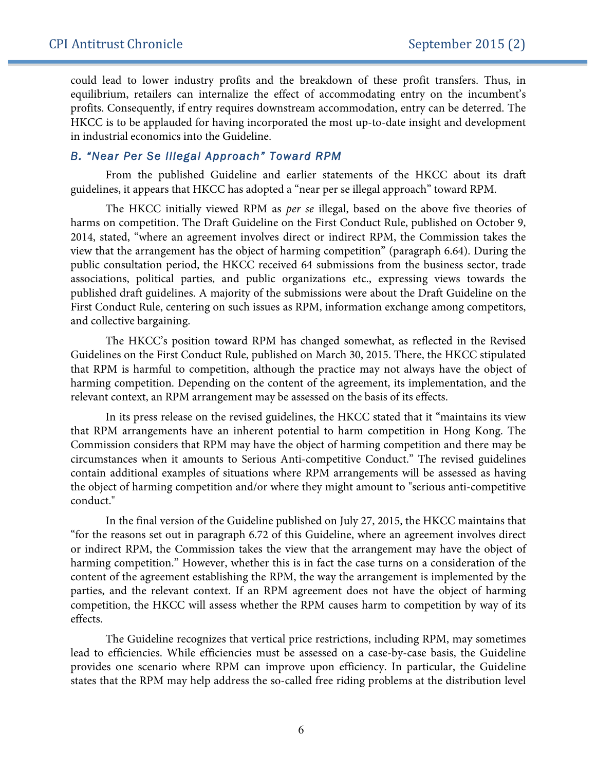could lead to lower industry profits and the breakdown of these profit transfers. Thus, in equilibrium, retailers can internalize the effect of accommodating entry on the incumbent's profits. Consequently, if entry requires downstream accommodation, entry can be deterred. The HKCC is to be applauded for having incorporated the most up-to-date insight and development in industrial economics into the Guideline.

### *B. "Near Per Se Illegal Approach" Toward RPM*

From the published Guideline and earlier statements of the HKCC about its draft guidelines, it appears that HKCC has adopted a "near per se illegal approach" toward RPM.

The HKCC initially viewed RPM as *per se* illegal, based on the above five theories of harms on competition. The Draft Guideline on the First Conduct Rule, published on October 9, 2014, stated, "where an agreement involves direct or indirect RPM, the Commission takes the view that the arrangement has the object of harming competition" (paragraph 6.64). During the public consultation period, the HKCC received 64 submissions from the business sector, trade associations, political parties, and public organizations etc., expressing views towards the published draft guidelines. A majority of the submissions were about the Draft Guideline on the First Conduct Rule, centering on such issues as RPM, information exchange among competitors, and collective bargaining.

The HKCC's position toward RPM has changed somewhat, as reflected in the Revised Guidelines on the First Conduct Rule, published on March 30, 2015. There, the HKCC stipulated that RPM is harmful to competition, although the practice may not always have the object of harming competition. Depending on the content of the agreement, its implementation, and the relevant context, an RPM arrangement may be assessed on the basis of its effects.

In its press release on the revised guidelines, the HKCC stated that it "maintains its view that RPM arrangements have an inherent potential to harm competition in Hong Kong. The Commission considers that RPM may have the object of harming competition and there may be circumstances when it amounts to Serious Anti-competitive Conduct." The revised guidelines contain additional examples of situations where RPM arrangements will be assessed as having the object of harming competition and/or where they might amount to "serious anti-competitive conduct."

In the final version of the Guideline published on July 27, 2015, the HKCC maintains that "for the reasons set out in paragraph 6.72 of this Guideline, where an agreement involves direct or indirect RPM, the Commission takes the view that the arrangement may have the object of harming competition." However, whether this is in fact the case turns on a consideration of the content of the agreement establishing the RPM, the way the arrangement is implemented by the parties, and the relevant context. If an RPM agreement does not have the object of harming competition, the HKCC will assess whether the RPM causes harm to competition by way of its effects.

The Guideline recognizes that vertical price restrictions, including RPM, may sometimes lead to efficiencies. While efficiencies must be assessed on a case-by-case basis, the Guideline provides one scenario where RPM can improve upon efficiency. In particular, the Guideline states that the RPM may help address the so-called free riding problems at the distribution level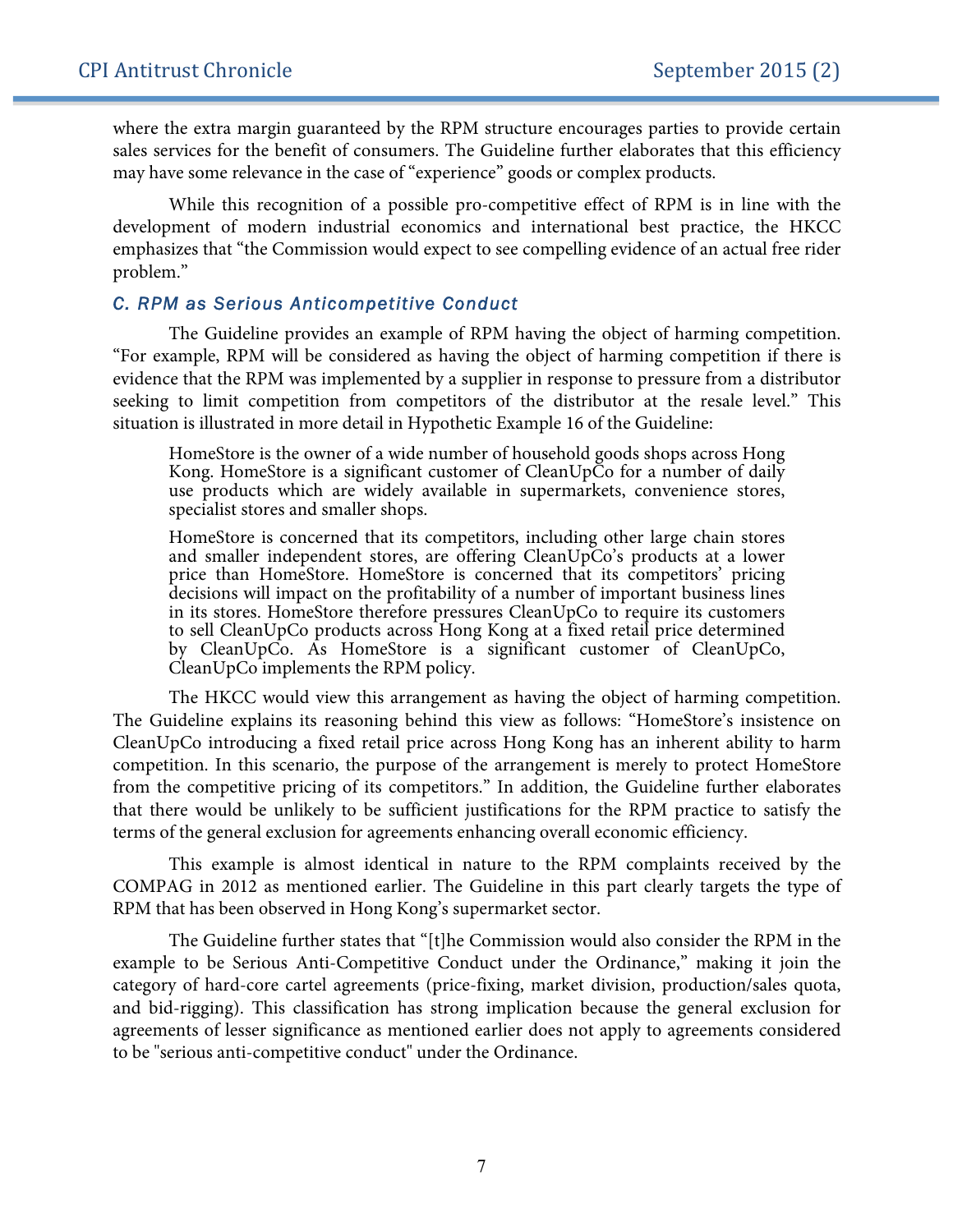where the extra margin guaranteed by the RPM structure encourages parties to provide certain sales services for the benefit of consumers. The Guideline further elaborates that this efficiency may have some relevance in the case of "experience" goods or complex products.

While this recognition of a possible pro-competitive effect of RPM is in line with the development of modern industrial economics and international best practice, the HKCC emphasizes that "the Commission would expect to see compelling evidence of an actual free rider problem."

### *C. RPM as Serious Anticompetitive Conduct*

The Guideline provides an example of RPM having the object of harming competition. "For example, RPM will be considered as having the object of harming competition if there is evidence that the RPM was implemented by a supplier in response to pressure from a distributor seeking to limit competition from competitors of the distributor at the resale level." This situation is illustrated in more detail in Hypothetic Example 16 of the Guideline:

> HomeStore is the owner of a wide number of household goods shops across Hong Kong. HomeStore is a significant customer of CleanUpCo for a number of daily use products which are widely available in supermarkets, convenience stores, specialist stores and smaller shops.
>
> HomeStore is concerned that its competitors, including other large chain stores and smaller independent stores, are offering CleanUpCo's products at a lower price than HomeStore. HomeStore is concerned that its competitors' pricing decisions will impact on the profitability of a number of important business lines in its stores. HomeStore therefore pressures CleanUpCo to require its customers to sell CleanUpCo products across Hong Kong at a fixed retail price determined by CleanUpCo. As HomeStore is a significant customer of CleanUpCo, CleanUpCo implements the RPM policy.

The HKCC would view this arrangement as having the object of harming competition. The Guideline explains its reasoning behind this view as follows: "HomeStore's insistence on CleanUpCo introducing a fixed retail price across Hong Kong has an inherent ability to harm competition. In this scenario, the purpose of the arrangement is merely to protect HomeStore from the competitive pricing of its competitors." In addition, the Guideline further elaborates that there would be unlikely to be sufficient justifications for the RPM practice to satisfy the terms of the general exclusion for agreements enhancing overall economic efficiency.

This example is almost identical in nature to the RPM complaints received by the COMPAG in 2012 as mentioned earlier. The Guideline in this part clearly targets the type of RPM that has been observed in Hong Kong's supermarket sector.

The Guideline further states that "[t]he Commission would also consider the RPM in the example to be Serious Anti-Competitive Conduct under the Ordinance," making it join the category of hard-core cartel agreements (price-fixing, market division, production/sales quota, and bid-rigging). This classification has strong implication because the general exclusion for agreements of lesser significance as mentioned earlier does not apply to agreements considered to be "serious anti-competitive conduct" under the Ordinance.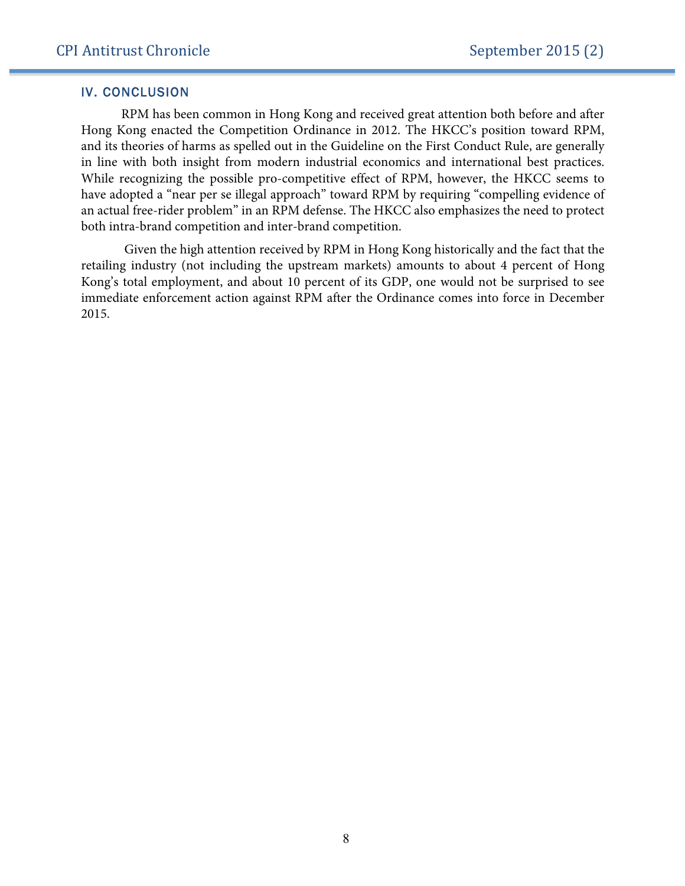## IV. CONCLUSION

RPM has been common in Hong Kong and received great attention both before and after Hong Kong enacted the Competition Ordinance in 2012. The HKCC's position toward RPM, and its theories of harms as spelled out in the Guideline on the First Conduct Rule, are generally in line with both insight from modern industrial economics and international best practices. While recognizing the possible pro-competitive effect of RPM, however, the HKCC seems to have adopted a "near per se illegal approach" toward RPM by requiring "compelling evidence of an actual free-rider problem" in an RPM defense. The HKCC also emphasizes the need to protect both intra-brand competition and inter-brand competition.

Given the high attention received by RPM in Hong Kong historically and the fact that the retailing industry (not including the upstream markets) amounts to about 4 percent of Hong Kong's total employment, and about 10 percent of its GDP, one would not be surprised to see immediate enforcement action against RPM after the Ordinance comes into force in December 2015.